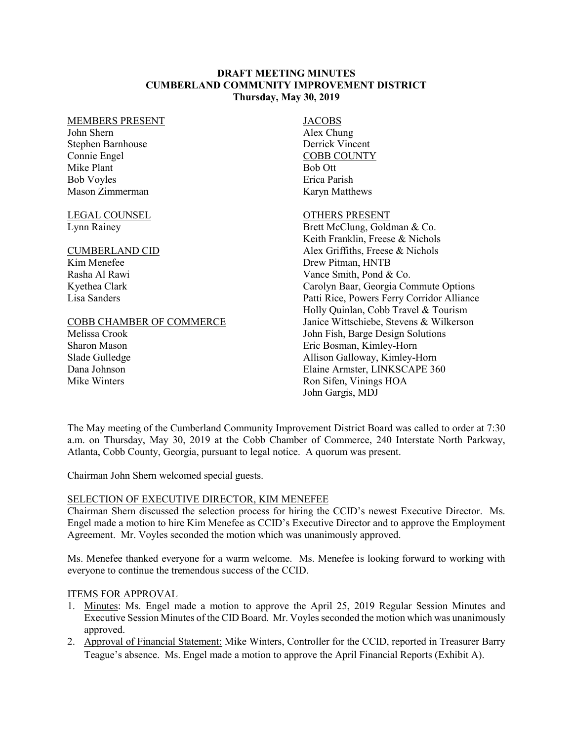**DRAFT MEETING MINUTES**
**CUMBERLAND COMMUNITY IMPROVEMENT DISTRICT**
**Thursday, May 30, 2019**

MEMBERS PRESENT
John Shern
Stephen Barnhouse
Connie Engel
Mike Plant
Bob Voyles
Mason Zimmerman

LEGAL COUNSEL
Lynn Rainey

CUMBERLAND CID
Kim Menefee
Rasha Al Rawi
Kyethea Clark
Lisa Sanders

COBB CHAMBER OF COMMERCE
Melissa Crook
Sharon Mason
Slade Gulledge
Dana Johnson
Mike Winters

JACOBS
Alex Chung
Derrick Vincent

COBB COUNTY
Bob Ott
Erica Parish
Karyn Matthews

OTHERS PRESENT
Brett McClung, Goldman & Co.
Keith Franklin, Freese & Nichols
Alex Griffiths, Freese & Nichols
Drew Pitman, HNTB
Vance Smith, Pond & Co.
Carolyn Baar, Georgia Commute Options
Patti Rice, Powers Ferry Corridor Alliance
Holly Quinlan, Cobb Travel & Tourism
Janice Wittschiebe, Stevens & Wilkerson
John Fish, Barge Design Solutions
Eric Bosman, Kimley-Horn
Allison Galloway, Kimley-Horn
Elaine Armster, LINKSCAPE 360
Ron Sifen, Vinings HOA
John Gargis, MDJ

The May meeting of the Cumberland Community Improvement District Board was called to order at 7:30 a.m. on Thursday, May 30, 2019 at the Cobb Chamber of Commerce, 240 Interstate North Parkway, Atlanta, Cobb County, Georgia, pursuant to legal notice. A quorum was present.

Chairman John Shern welcomed special guests.

SELECTION OF EXECUTIVE DIRECTOR, KIM MENEFEE

Chairman Shern discussed the selection process for hiring the CCID's newest Executive Director. Ms. Engel made a motion to hire Kim Menefee as CCID's Executive Director and to approve the Employment Agreement. Mr. Voyles seconded the motion which was unanimously approved.

Ms. Menefee thanked everyone for a warm welcome. Ms. Menefee is looking forward to working with everyone to continue the tremendous success of the CCID.

ITEMS FOR APPROVAL

1. Minutes: Ms. Engel made a motion to approve the April 25, 2019 Regular Session Minutes and Executive Session Minutes of the CID Board. Mr. Voyles seconded the motion which was unanimously approved.
2. Approval of Financial Statement: Mike Winters, Controller for the CCID, reported in Treasurer Barry Teague's absence. Ms. Engel made a motion to approve the April Financial Reports (Exhibit A).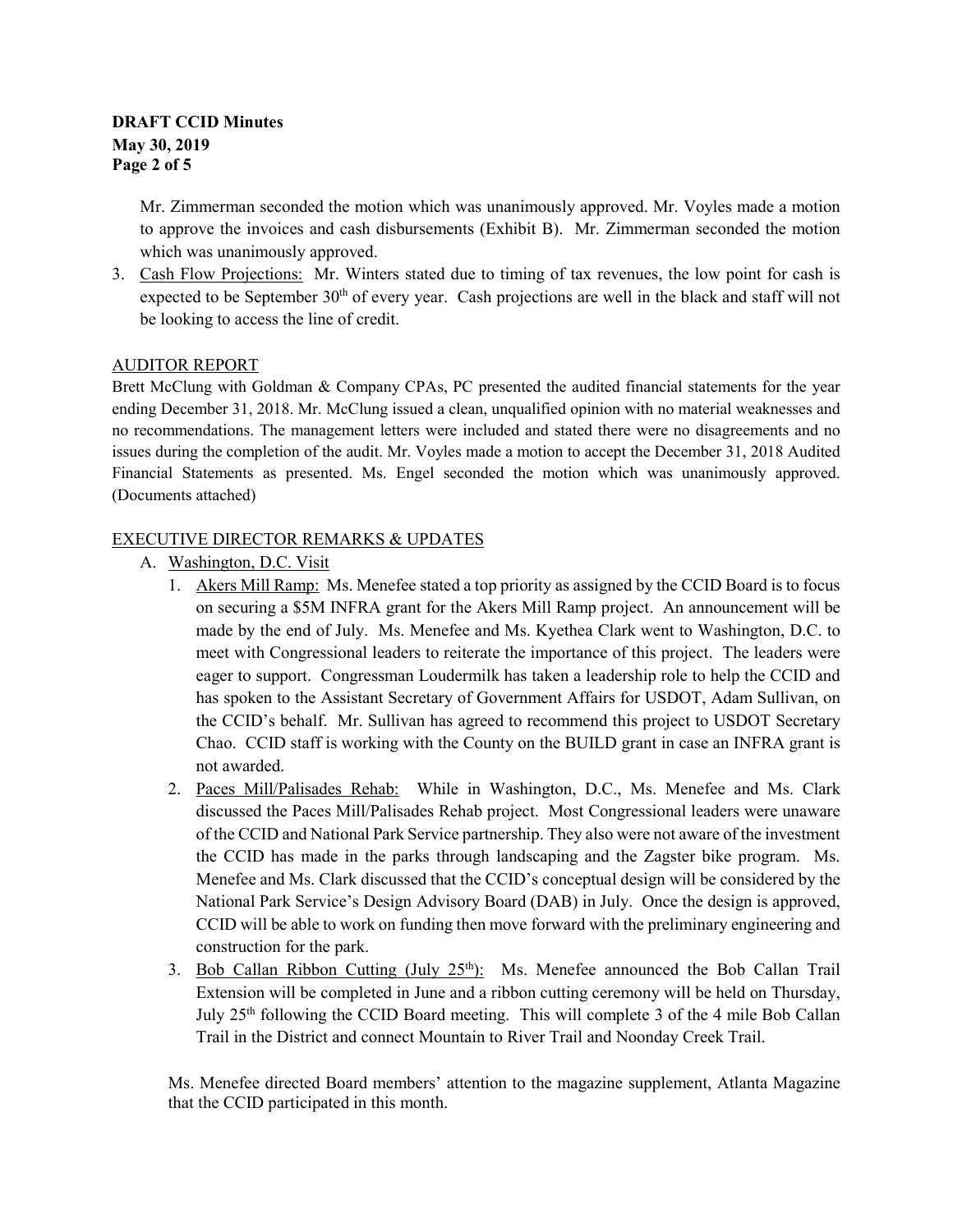Mr. Zimmerman seconded the motion which was unanimously approved. Mr. Voyles made a motion to approve the invoices and cash disbursements (Exhibit B). Mr. Zimmerman seconded the motion which was unanimously approved.

3. Cash Flow Projections: Mr. Winters stated due to timing of tax revenues, the low point for cash is expected to be September 30th of every year. Cash projections are well in the black and staff will not be looking to access the line of credit.

AUDITOR REPORT

Brett McClung with Goldman & Company CPAs, PC presented the audited financial statements for the year ending December 31, 2018. Mr. McClung issued a clean, unqualified opinion with no material weaknesses and no recommendations. The management letters were included and stated there were no disagreements and no issues during the completion of the audit. Mr. Voyles made a motion to accept the December 31, 2018 Audited Financial Statements as presented. Ms. Engel seconded the motion which was unanimously approved. (Documents attached)

EXECUTIVE DIRECTOR REMARKS & UPDATES

A. Washington, D.C. Visit

1. Akers Mill Ramp: Ms. Menefee stated a top priority as assigned by the CCID Board is to focus on securing a $5M INFRA grant for the Akers Mill Ramp project. An announcement will be made by the end of July. Ms. Menefee and Ms. Kyethea Clark went to Washington, D.C. to meet with Congressional leaders to reiterate the importance of this project. The leaders were eager to support. Congressman Loudermilk has taken a leadership role to help the CCID and has spoken to the Assistant Secretary of Government Affairs for USDOT, Adam Sullivan, on the CCID's behalf. Mr. Sullivan has agreed to recommend this project to USDOT Secretary Chao. CCID staff is working with the County on the BUILD grant in case an INFRA grant is not awarded.

2. Paces Mill/Palisades Rehab: While in Washington, D.C., Ms. Menefee and Ms. Clark discussed the Paces Mill/Palisades Rehab project. Most Congressional leaders were unaware of the CCID and National Park Service partnership. They also were not aware of the investment the CCID has made in the parks through landscaping and the Zagster bike program. Ms. Menefee and Ms. Clark discussed that the CCID's conceptual design will be considered by the National Park Service's Design Advisory Board (DAB) in July. Once the design is approved, CCID will be able to work on funding then move forward with the preliminary engineering and construction for the park.

3. Bob Callan Ribbon Cutting (July 25th): Ms. Menefee announced the Bob Callan Trail Extension will be completed in June and a ribbon cutting ceremony will be held on Thursday, July 25th following the CCID Board meeting. This will complete 3 of the 4 mile Bob Callan Trail in the District and connect Mountain to River Trail and Noonday Creek Trail.

Ms. Menefee directed Board members' attention to the magazine supplement, Atlanta Magazine that the CCID participated in this month.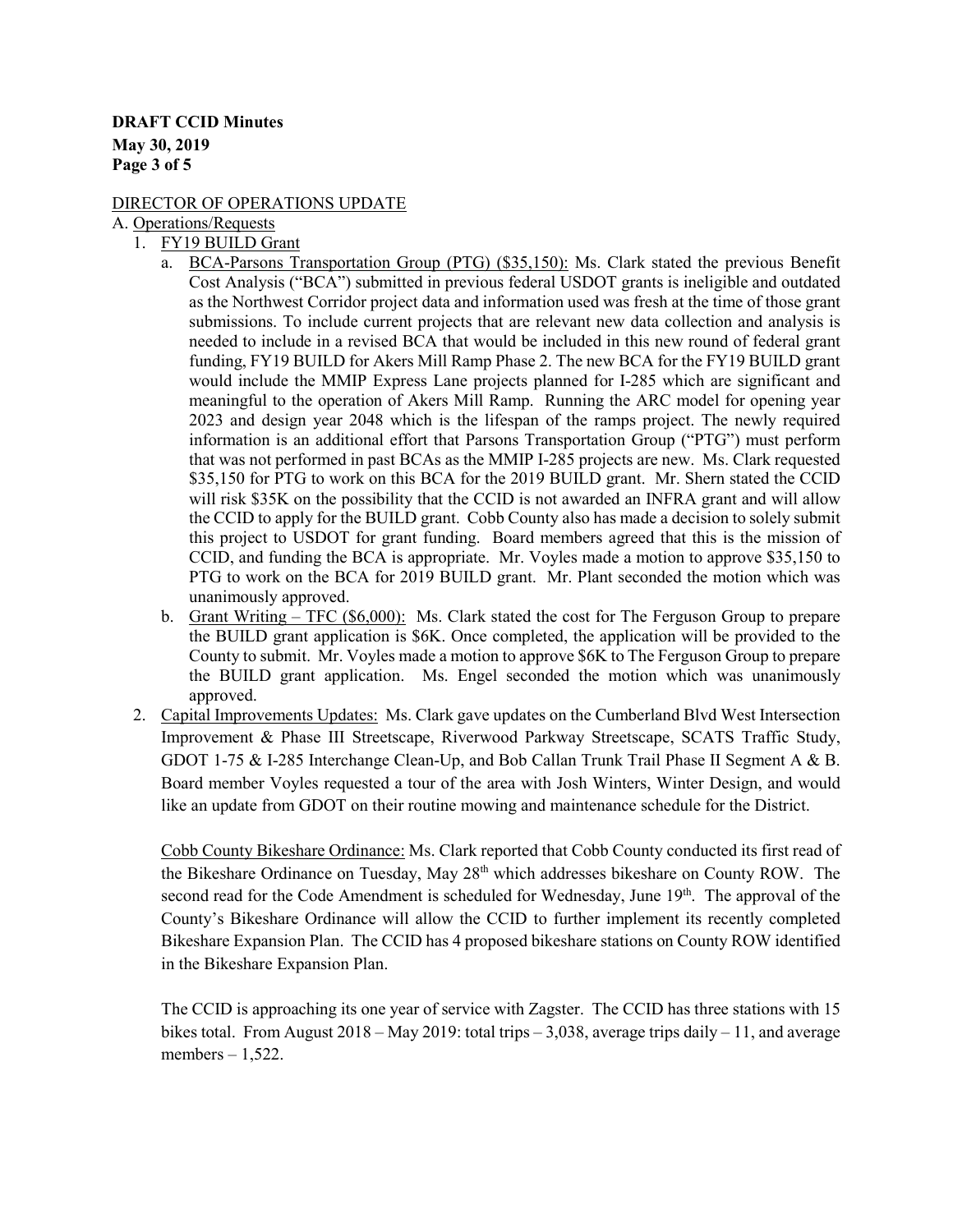DIRECTOR OF OPERATIONS UPDATE

A. Operations/Requests

1. FY19 BUILD Grant
   a. BCA-Parsons Transportation Group (PTG) ($35,150): Ms. Clark stated the previous Benefit Cost Analysis ("BCA") submitted in previous federal USDOT grants is ineligible and outdated as the Northwest Corridor project data and information used was fresh at the time of those grant submissions. To include current projects that are relevant new data collection and analysis is needed to include in a revised BCA that would be included in this new round of federal grant funding, FY19 BUILD for Akers Mill Ramp Phase 2. The new BCA for the FY19 BUILD grant would include the MMIP Express Lane projects planned for I-285 which are significant and meaningful to the operation of Akers Mill Ramp. Running the ARC model for opening year 2023 and design year 2048 which is the lifespan of the ramps project. The newly required information is an additional effort that Parsons Transportation Group ("PTG") must perform that was not performed in past BCAs as the MMIP I-285 projects are new. Ms. Clark requested $35,150 for PTG to work on this BCA for the 2019 BUILD grant. Mr. Shern stated the CCID will risk $35K on the possibility that the CCID is not awarded an INFRA grant and will allow the CCID to apply for the BUILD grant. Cobb County also has made a decision to solely submit this project to USDOT for grant funding. Board members agreed that this is the mission of CCID, and funding the BCA is appropriate. Mr. Voyles made a motion to approve $35,150 to PTG to work on the BCA for 2019 BUILD grant. Mr. Plant seconded the motion which was unanimously approved.
   b. Grant Writing – TFC ($6,000): Ms. Clark stated the cost for The Ferguson Group to prepare the BUILD grant application is $6K. Once completed, the application will be provided to the County to submit. Mr. Voyles made a motion to approve $6K to The Ferguson Group to prepare the BUILD grant application. Ms. Engel seconded the motion which was unanimously approved.
2. Capital Improvements Updates: Ms. Clark gave updates on the Cumberland Blvd West Intersection Improvement & Phase III Streetscape, Riverwood Parkway Streetscape, SCATS Traffic Study, GDOT 1-75 & I-285 Interchange Clean-Up, and Bob Callan Trunk Trail Phase II Segment A & B. Board member Voyles requested a tour of the area with Josh Winters, Winter Design, and would like an update from GDOT on their routine mowing and maintenance schedule for the District.

   Cobb County Bikeshare Ordinance: Ms. Clark reported that Cobb County conducted its first read of the Bikeshare Ordinance on Tuesday, May 28th which addresses bikeshare on County ROW. The second read for the Code Amendment is scheduled for Wednesday, June 19th. The approval of the County's Bikeshare Ordinance will allow the CCID to further implement its recently completed Bikeshare Expansion Plan. The CCID has 4 proposed bikeshare stations on County ROW identified in the Bikeshare Expansion Plan.

   The CCID is approaching its one year of service with Zagster. The CCID has three stations with 15 bikes total. From August 2018 – May 2019: total trips – 3,038, average trips daily – 11, and average members – 1,522.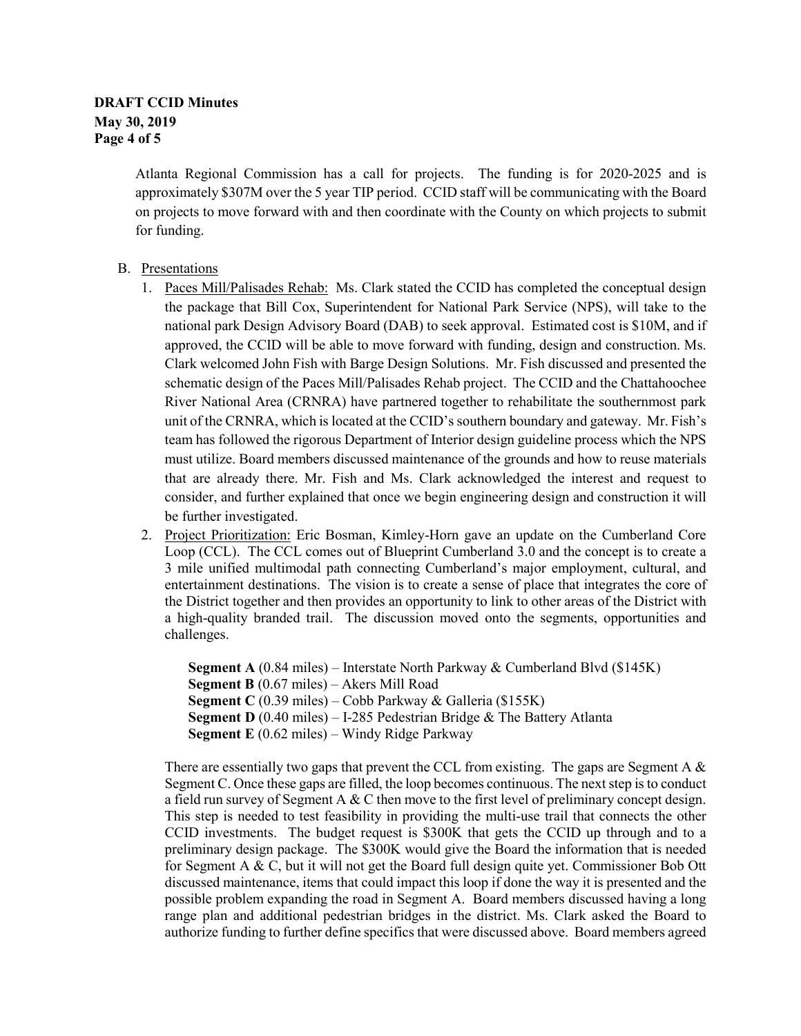Atlanta Regional Commission has a call for projects. The funding is for 2020-2025 and is approximately $307M over the 5 year TIP period. CCID staff will be communicating with the Board on projects to move forward with and then coordinate with the County on which projects to submit for funding.

B. Presentations

1. Paces Mill/Palisades Rehab: Ms. Clark stated the CCID has completed the conceptual design the package that Bill Cox, Superintendent for National Park Service (NPS), will take to the national park Design Advisory Board (DAB) to seek approval. Estimated cost is $10M, and if approved, the CCID will be able to move forward with funding, design and construction. Ms. Clark welcomed John Fish with Barge Design Solutions. Mr. Fish discussed and presented the schematic design of the Paces Mill/Palisades Rehab project. The CCID and the Chattahoochee River National Area (CRNRA) have partnered together to rehabilitate the southernmost park unit of the CRNRA, which is located at the CCID's southern boundary and gateway. Mr. Fish's team has followed the rigorous Department of Interior design guideline process which the NPS must utilize. Board members discussed maintenance of the grounds and how to reuse materials that are already there. Mr. Fish and Ms. Clark acknowledged the interest and request to consider, and further explained that once we begin engineering design and construction it will be further investigated.

2. Project Prioritization: Eric Bosman, Kimley-Horn gave an update on the Cumberland Core Loop (CCL). The CCL comes out of Blueprint Cumberland 3.0 and the concept is to create a 3 mile unified multimodal path connecting Cumberland's major employment, cultural, and entertainment destinations. The vision is to create a sense of place that integrates the core of the District together and then provides an opportunity to link to other areas of the District with a high-quality branded trail. The discussion moved onto the segments, opportunities and challenges.

   **Segment A** (0.84 miles) – Interstate North Parkway & Cumberland Blvd ($145K)
   **Segment B** (0.67 miles) – Akers Mill Road
   **Segment C** (0.39 miles) – Cobb Parkway & Galleria ($155K)
   **Segment D** (0.40 miles) – I-285 Pedestrian Bridge & The Battery Atlanta
   **Segment E** (0.62 miles) – Windy Ridge Parkway

   There are essentially two gaps that prevent the CCL from existing. The gaps are Segment A & Segment C. Once these gaps are filled, the loop becomes continuous. The next step is to conduct a field run survey of Segment A & C then move to the first level of preliminary concept design. This step is needed to test feasibility in providing the multi-use trail that connects the other CCID investments. The budget request is $300K that gets the CCID up through and to a preliminary design package. The $300K would give the Board the information that is needed for Segment A & C, but it will not get the Board full design quite yet. Commissioner Bob Ott discussed maintenance, items that could impact this loop if done the way it is presented and the possible problem expanding the road in Segment A. Board members discussed having a long range plan and additional pedestrian bridges in the district. Ms. Clark asked the Board to authorize funding to further define specifics that were discussed above. Board members agreed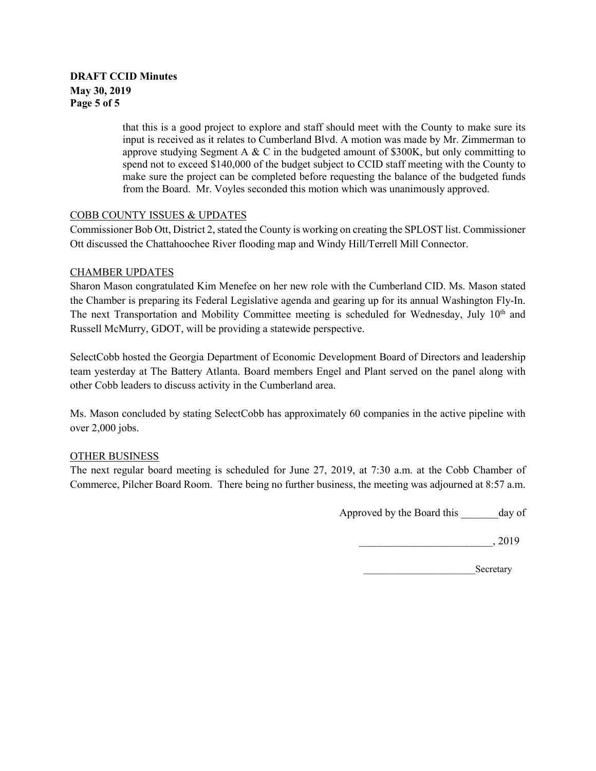that this is a good project to explore and staff should meet with the County to make sure its input is received as it relates to Cumberland Blvd. A motion was made by Mr. Zimmerman to approve studying Segment A & C in the budgeted amount of $300K, but only committing to spend not to exceed $140,000 of the budget subject to CCID staff meeting with the County to make sure the project can be completed before requesting the balance of the budgeted funds from the Board. Mr. Voyles seconded this motion which was unanimously approved.

<u>COBB COUNTY ISSUES & UPDATES</u>

Commissioner Bob Ott, District 2, stated the County is working on creating the SPLOST list. Commissioner Ott discussed the Chattahoochee River flooding map and Windy Hill/Terrell Mill Connector.

<u>CHAMBER UPDATES</u>

Sharon Mason congratulated Kim Menefee on her new role with the Cumberland CID. Ms. Mason stated the Chamber is preparing its Federal Legislative agenda and gearing up for its annual Washington Fly-In. The next Transportation and Mobility Committee meeting is scheduled for Wednesday, July 10th and Russell McMurry, GDOT, will be providing a statewide perspective.

SelectCobb hosted the Georgia Department of Economic Development Board of Directors and leadership team yesterday at The Battery Atlanta. Board members Engel and Plant served on the panel along with other Cobb leaders to discuss activity in the Cumberland area.

Ms. Mason concluded by stating SelectCobb has approximately 60 companies in the active pipeline with over 2,000 jobs.

<u>OTHER BUSINESS</u>

The next regular board meeting is scheduled for June 27, 2019, at 7:30 a.m. at the Cobb Chamber of Commerce, Pilcher Board Room. There being no further business, the meeting was adjourned at 8:57 a.m.

Approved by the Board this _______day of

_________________________, 2019

______________________Secretary